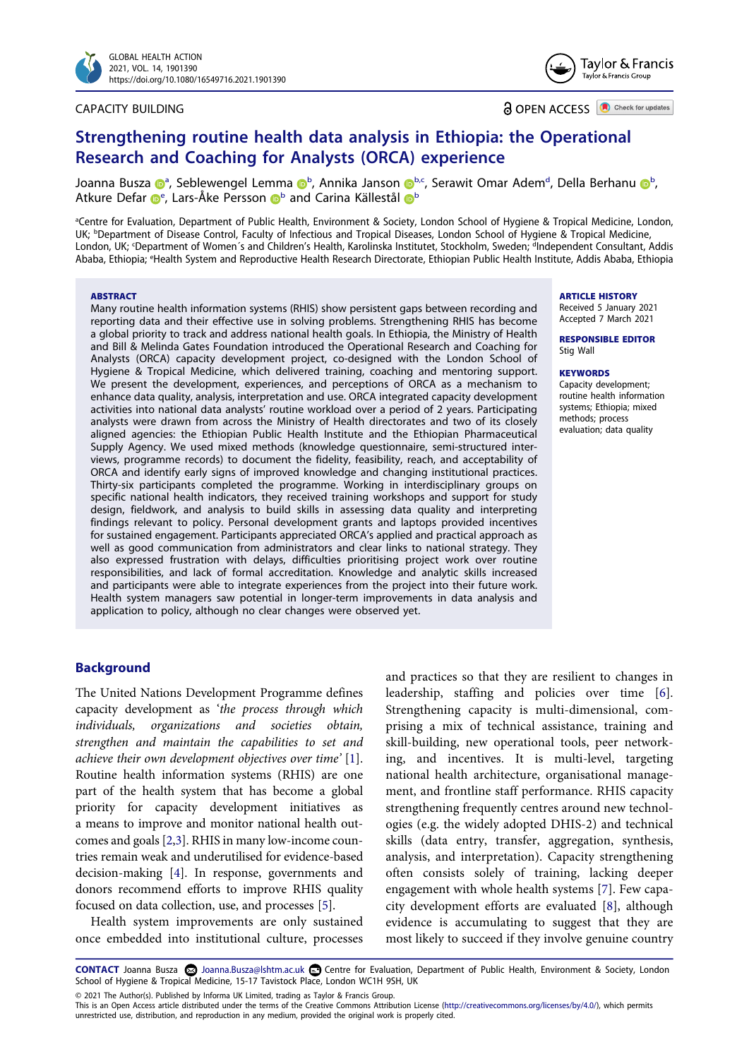CAPACITY BUILDING

OPEN ACCESS

# Strengthening routine health data analysis in Ethiopia: the Operational Research and Coaching for Analysts (ORCA) experience

Joanna Busza[a], Seblewengel Lemma[b], Annika Janson[b,c], Serawit Omar Adem[d], Della Berhanu[b], Atkure Defar[e], Lars-Åke Persson[b] and Carina Källestål[b]

[a]Centre for Evaluation, Department of Public Health, Environment & Society, London School of Hygiene & Tropical Medicine, London, UK; [b]Department of Disease Control, Faculty of Infectious and Tropical Diseases, London School of Hygiene & Tropical Medicine, London, UK; [c]Department of Women´s and Children's Health, Karolinska Institutet, Stockholm, Sweden; [d]Independent Consultant, Addis Ababa, Ethiopia; [e]Health System and Reproductive Health Research Directorate, Ethiopian Public Health Institute, Addis Ababa, Ethiopia

**ABSTRACT**

Many routine health information systems (RHIS) show persistent gaps between recording and reporting data and their effective use in solving problems. Strengthening RHIS has become a global priority to track and address national health goals. In Ethiopia, the Ministry of Health and Bill & Melinda Gates Foundation introduced the Operational Research and Coaching for Analysts (ORCA) capacity development project, co-designed with the London School of Hygiene & Tropical Medicine, which delivered training, coaching and mentoring support. We present the development, experiences, and perceptions of ORCA as a mechanism to enhance data quality, analysis, interpretation and use. ORCA integrated capacity development activities into national data analysts' routine workload over a period of 2 years. Participating analysts were drawn from across the Ministry of Health directorates and two of its closely aligned agencies: the Ethiopian Public Health Institute and the Ethiopian Pharmaceutical Supply Agency. We used mixed methods (knowledge questionnaire, semi-structured interviews, programme records) to document the fidelity, feasibility, reach, and acceptability of ORCA and identify early signs of improved knowledge and changing institutional practices. Thirty-six participants completed the programme. Working in interdisciplinary groups on specific national health indicators, they received training workshops and support for study design, fieldwork, and analysis to build skills in assessing data quality and interpreting findings relevant to policy. Personal development grants and laptops provided incentives for sustained engagement. Participants appreciated ORCA's applied and practical approach as well as good communication from administrators and clear links to national strategy. They also expressed frustration with delays, difficulties prioritising project work over routine responsibilities, and lack of formal accreditation. Knowledge and analytic skills increased and participants were able to integrate experiences from the project into their future work. Health system managers saw potential in longer-term improvements in data analysis and application to policy, although no clear changes were observed yet.

**ARTICLE HISTORY**
Received 5 January 2021
Accepted 7 March 2021

**RESPONSIBLE EDITOR**
Stig Wall

**KEYWORDS**
Capacity development; routine health information systems; Ethiopia; mixed methods; process evaluation; data quality

## Background

The United Nations Development Programme defines capacity development as '*the process through which individuals, organizations and societies obtain, strengthen and maintain the capabilities to set and achieve their own development objectives over time*' [1]. Routine health information systems (RHIS) are one part of the health system that has become a global priority for capacity development initiatives as a means to improve and monitor national health outcomes and goals [2,3]. RHIS in many low-income countries remain weak and underutilised for evidence-based decision-making [4]. In response, governments and donors recommend efforts to improve RHIS quality focused on data collection, use, and processes [5].

Health system improvements are only sustained once embedded into institutional culture, processes and practices so that they are resilient to changes in leadership, staffing and policies over time [6]. Strengthening capacity is multi-dimensional, comprising a mix of technical assistance, training and skill-building, new operational tools, peer networking, and incentives. It is multi-level, targeting national health architecture, organisational management, and frontline staff performance. RHIS capacity strengthening frequently centres around new technologies (e.g. the widely adopted DHIS-2) and technical skills (data entry, transfer, aggregation, synthesis, analysis, and interpretation). Capacity strengthening often consists solely of training, lacking deeper engagement with whole health systems [7]. Few capacity development efforts are evaluated [8], although evidence is accumulating to suggest that they are most likely to succeed if they involve genuine country

**CONTACT** Joanna Busza Joanna.Busza@lshtm.ac.uk Centre for Evaluation, Department of Public Health, Environment & Society, London School of Hygiene & Tropical Medicine, 15-17 Tavistock Place, London WC1H 9SH, UK

© 2021 The Author(s). Published by Informa UK Limited, trading as Taylor & Francis Group.
This is an Open Access article distributed under the terms of the Creative Commons Attribution License (http://creativecommons.org/licenses/by/4.0/), which permits unrestricted use, distribution, and reproduction in any medium, provided the original work is properly cited.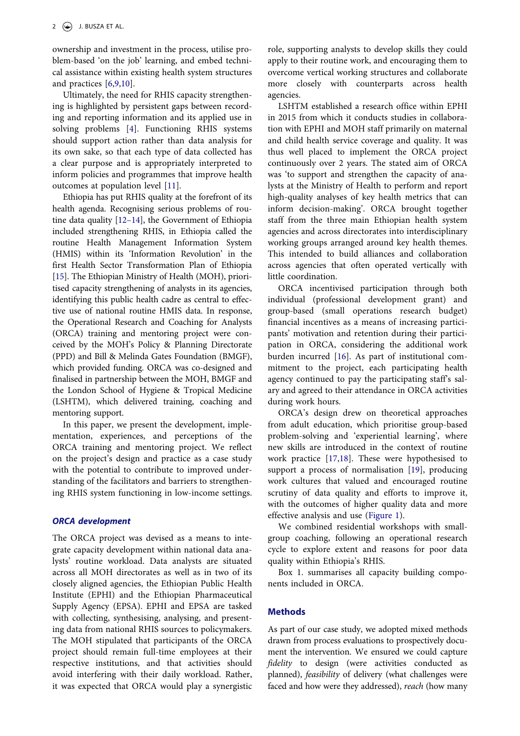ownership and investment in the process, utilise problem-based 'on the job' learning, and embed technical assistance within existing health system structures and practices [6,9,10].

Ultimately, the need for RHIS capacity strengthening is highlighted by persistent gaps between recording and reporting information and its applied use in solving problems [4]. Functioning RHIS systems should support action rather than data analysis for its own sake, so that each type of data collected has a clear purpose and is appropriately interpreted to inform policies and programmes that improve health outcomes at population level [11].

Ethiopia has put RHIS quality at the forefront of its health agenda. Recognising serious problems of routine data quality [12–14], the Government of Ethiopia included strengthening RHIS, in Ethiopia called the routine Health Management Information System (HMIS) within its 'Information Revolution' in the first Health Sector Transformation Plan of Ethiopia [15]. The Ethiopian Ministry of Health (MOH), prioritised capacity strengthening of analysts in its agencies, identifying this public health cadre as central to effective use of national routine HMIS data. In response, the Operational Research and Coaching for Analysts (ORCA) training and mentoring project were conceived by the MOH's Policy & Planning Directorate (PPD) and Bill & Melinda Gates Foundation (BMGF), which provided funding. ORCA was co-designed and finalised in partnership between the MOH, BMGF and the London School of Hygiene & Tropical Medicine (LSHTM), which delivered training, coaching and mentoring support.

In this paper, we present the development, implementation, experiences, and perceptions of the ORCA training and mentoring project. We reflect on the project's design and practice as a case study with the potential to contribute to improved understanding of the facilitators and barriers to strengthening RHIS system functioning in low-income settings.

### *ORCA development*

The ORCA project was devised as a means to integrate capacity development within national data analysts' routine workload. Data analysts are situated across all MOH directorates as well as in two of its closely aligned agencies, the Ethiopian Public Health Institute (EPHI) and the Ethiopian Pharmaceutical Supply Agency (EPSA). EPHI and EPSA are tasked with collecting, synthesising, analysing, and presenting data from national RHIS sources to policymakers. The MOH stipulated that participants of the ORCA project should remain full-time employees at their respective institutions, and that activities should avoid interfering with their daily workload. Rather, it was expected that ORCA would play a synergistic role, supporting analysts to develop skills they could apply to their routine work, and encouraging them to overcome vertical working structures and collaborate more closely with counterparts across health agencies.

LSHTM established a research office within EPHI in 2015 from which it conducts studies in collaboration with EPHI and MOH staff primarily on maternal and child health service coverage and quality. It was thus well placed to implement the ORCA project continuously over 2 years. The stated aim of ORCA was 'to support and strengthen the capacity of analysts at the Ministry of Health to perform and report high-quality analyses of key health metrics that can inform decision-making'. ORCA brought together staff from the three main Ethiopian health system agencies and across directorates into interdisciplinary working groups arranged around key health themes. This intended to build alliances and collaboration across agencies that often operated vertically with little coordination.

ORCA incentivised participation through both individual (professional development grant) and group-based (small operations research budget) financial incentives as a means of increasing participants' motivation and retention during their participation in ORCA, considering the additional work burden incurred [16]. As part of institutional commitment to the project, each participating health agency continued to pay the participating staff's salary and agreed to their attendance in ORCA activities during work hours.

ORCA's design drew on theoretical approaches from adult education, which prioritise group-based problem-solving and 'experiential learning', where new skills are introduced in the context of routine work practice [17,18]. These were hypothesised to support a process of normalisation [19], producing work cultures that valued and encouraged routine scrutiny of data quality and efforts to improve it, with the outcomes of higher quality data and more effective analysis and use (Figure 1).

We combined residential workshops with small-group coaching, following an operational research cycle to explore extent and reasons for poor data quality within Ethiopia's RHIS.

Box 1. summarises all capacity building components included in ORCA.

## Methods

As part of our case study, we adopted mixed methods drawn from process evaluations to prospectively document the intervention. We ensured we could capture *fidelity* to design (were activities conducted as planned), *feasibility* of delivery (what challenges were faced and how were they addressed), *reach* (how many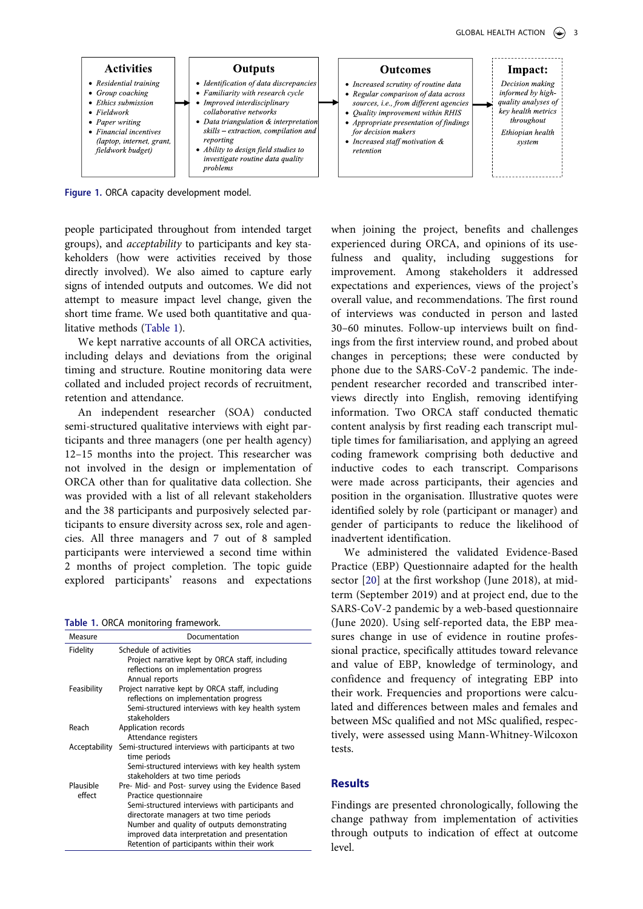| Activities | Outputs | Outcomes | Impact: |
| --- | --- | --- | --- |
| • *Residential training*<br>• *Group coaching*<br>• *Ethics submission*<br>• *Fieldwork*<br>• *Paper writing*<br>• *Financial incentives (laptop, internet, grant, fieldwork budget)* | • *Identification of data discrepancies*<br>• *Familiarity with research cycle*<br>• *Improved interdisciplinary collaborative networks*<br>• *Data triangulation & interpretation skills – extraction, compilation and reporting*<br>• *Ability to design field studies to investigate routine data quality problems* | • *Increased scrutiny of routine data*<br>• *Regular comparison of data across sources, i.e., from different agencies*<br>• *Quality improvement within RHIS*<br>• *Appropriate presentation of findings for decision makers*<br>• *Increased staff motivation & retention* | *Decision making informed by high-quality analyses of key health metrics throughout*<br><br>*Ethiopian health system* |

**Figure 1.** ORCA capacity development model.

people participated throughout from intended target groups), and *acceptability* to participants and key stakeholders (how were activities received by those directly involved). We also aimed to capture early signs of intended outputs and outcomes. We did not attempt to measure impact level change, given the short time frame. We used both quantitative and qualitative methods (Table 1).

We kept narrative accounts of all ORCA activities, including delays and deviations from the original timing and structure. Routine monitoring data were collated and included project records of recruitment, retention and attendance.

An independent researcher (SOA) conducted semi-structured qualitative interviews with eight participants and three managers (one per health agency) 12–15 months into the project. This researcher was not involved in the design or implementation of ORCA other than for qualitative data collection. She was provided with a list of all relevant stakeholders and the 38 participants and purposively selected participants to ensure diversity across sex, role and agencies. All three managers and 7 out of 8 sampled participants were interviewed a second time within 2 months of project completion. The topic guide explored participants' reasons and expectations when joining the project, benefits and challenges experienced during ORCA, and opinions of its usefulness and quality, including suggestions for improvement. Among stakeholders it addressed expectations and experiences, views of the project's overall value, and recommendations. The first round of interviews was conducted in person and lasted 30–60 minutes. Follow-up interviews built on findings from the first interview round, and probed about changes in perceptions; these were conducted by phone due to the SARS-CoV-2 pandemic. The independent researcher recorded and transcribed interviews directly into English, removing identifying information. Two ORCA staff conducted thematic content analysis by first reading each transcript multiple times for familiarisation, and applying an agreed coding framework comprising both deductive and inductive codes to each transcript. Comparisons were made across participants, their agencies and position in the organisation. Illustrative quotes were identified solely by role (participant or manager) and gender of participants to reduce the likelihood of inadvertent identification.

**Table 1.** ORCA monitoring framework.

| Measure | Documentation |
| --- | --- |
| Fidelity | Schedule of activities<br>Project narrative kept by ORCA staff, including reflections on implementation progress<br>Annual reports |
| Feasibility | Project narrative kept by ORCA staff, including reflections on implementation progress<br>Semi-structured interviews with key health system stakeholders |
| Reach | Application records<br>Attendance registers |
| Acceptability | Semi-structured interviews with participants at two time periods<br>Semi-structured interviews with key health system stakeholders at two time periods |
| Plausible effect | Pre- Mid- and Post- survey using the Evidence Based Practice questionnaire<br>Semi-structured interviews with participants and directorate managers at two time periods<br>Number and quality of outputs demonstrating improved data interpretation and presentation<br>Retention of participants within their work |

We administered the validated Evidence-Based Practice (EBP) Questionnaire adapted for the health sector [20] at the first workshop (June 2018), at mid-term (September 2019) and at project end, due to the SARS-CoV-2 pandemic by a web-based questionnaire (June 2020). Using self-reported data, the EBP measures change in use of evidence in routine professional practice, specifically attitudes toward relevance and value of EBP, knowledge of terminology, and confidence and frequency of integrating EBP into their work. Frequencies and proportions were calculated and differences between males and females and between MSc qualified and not MSc qualified, respectively, were assessed using Mann-Whitney-Wilcoxon tests.

## Results

Findings are presented chronologically, following the change pathway from implementation of activities through outputs to indication of effect at outcome level.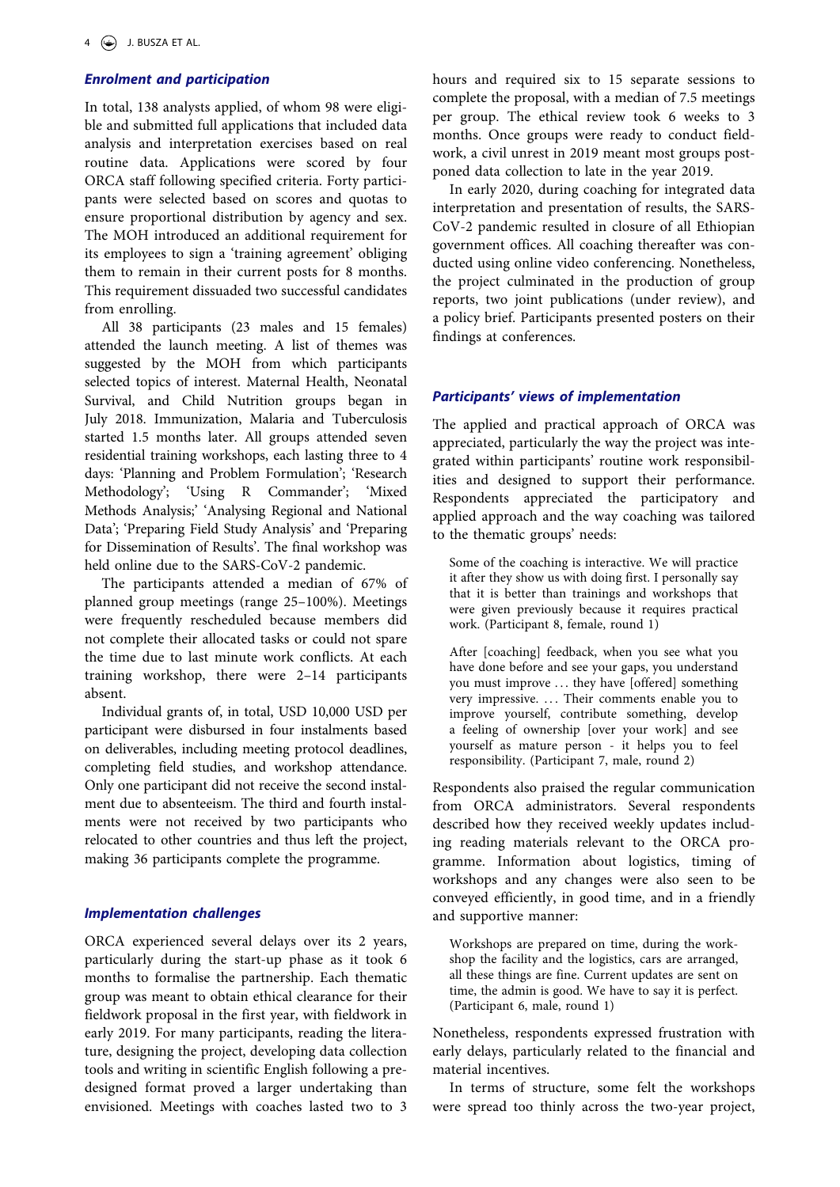### *Enrolment and participation*

In total, 138 analysts applied, of whom 98 were eligible and submitted full applications that included data analysis and interpretation exercises based on real routine data. Applications were scored by four ORCA staff following specified criteria. Forty participants were selected based on scores and quotas to ensure proportional distribution by agency and sex. The MOH introduced an additional requirement for its employees to sign a 'training agreement' obliging them to remain in their current posts for 8 months. This requirement dissuaded two successful candidates from enrolling.

All 38 participants (23 males and 15 females) attended the launch meeting. A list of themes was suggested by the MOH from which participants selected topics of interest. Maternal Health, Neonatal Survival, and Child Nutrition groups began in July 2018. Immunization, Malaria and Tuberculosis started 1.5 months later. All groups attended seven residential training workshops, each lasting three to 4 days: 'Planning and Problem Formulation'; 'Research Methodology'; 'Using R Commander'; 'Mixed Methods Analysis;' 'Analysing Regional and National Data'; 'Preparing Field Study Analysis' and 'Preparing for Dissemination of Results'. The final workshop was held online due to the SARS-CoV-2 pandemic.

The participants attended a median of 67% of planned group meetings (range 25–100%). Meetings were frequently rescheduled because members did not complete their allocated tasks or could not spare the time due to last minute work conflicts. At each training workshop, there were 2–14 participants absent.

Individual grants of, in total, USD 10,000 USD per participant were disbursed in four instalments based on deliverables, including meeting protocol deadlines, completing field studies, and workshop attendance. Only one participant did not receive the second instalment due to absenteeism. The third and fourth instalments were not received by two participants who relocated to other countries and thus left the project, making 36 participants complete the programme.

### *Implementation challenges*

ORCA experienced several delays over its 2 years, particularly during the start-up phase as it took 6 months to formalise the partnership. Each thematic group was meant to obtain ethical clearance for their fieldwork proposal in the first year, with fieldwork in early 2019. For many participants, reading the literature, designing the project, developing data collection tools and writing in scientific English following a pre-designed format proved a larger undertaking than envisioned. Meetings with coaches lasted two to 3 hours and required six to 15 separate sessions to complete the proposal, with a median of 7.5 meetings per group. The ethical review took 6 weeks to 3 months. Once groups were ready to conduct fieldwork, a civil unrest in 2019 meant most groups postponed data collection to late in the year 2019.

In early 2020, during coaching for integrated data interpretation and presentation of results, the SARS-CoV-2 pandemic resulted in closure of all Ethiopian government offices. All coaching thereafter was conducted using online video conferencing. Nonetheless, the project culminated in the production of group reports, two joint publications (under review), and a policy brief. Participants presented posters on their findings at conferences.

### *Participants' views of implementation*

The applied and practical approach of ORCA was appreciated, particularly the way the project was integrated within participants' routine work responsibilities and designed to support their performance. Respondents appreciated the participatory and applied approach and the way coaching was tailored to the thematic groups' needs:

> Some of the coaching is interactive. We will practice it after they show us with doing first. I personally say that it is better than trainings and workshops that were given previously because it requires practical work. (Participant 8, female, round 1)

> After [coaching] feedback, when you see what you have done before and see your gaps, you understand you must improve … they have [offered] something very impressive. … Their comments enable you to improve yourself, contribute something, develop a feeling of ownership [over your work] and see yourself as mature person - it helps you to feel responsibility. (Participant 7, male, round 2)

Respondents also praised the regular communication from ORCA administrators. Several respondents described how they received weekly updates including reading materials relevant to the ORCA programme. Information about logistics, timing of workshops and any changes were also seen to be conveyed efficiently, in good time, and in a friendly and supportive manner:

> Workshops are prepared on time, during the workshop the facility and the logistics, cars are arranged, all these things are fine. Current updates are sent on time, the admin is good. We have to say it is perfect. (Participant 6, male, round 1)

Nonetheless, respondents expressed frustration with early delays, particularly related to the financial and material incentives.

In terms of structure, some felt the workshops were spread too thinly across the two-year project,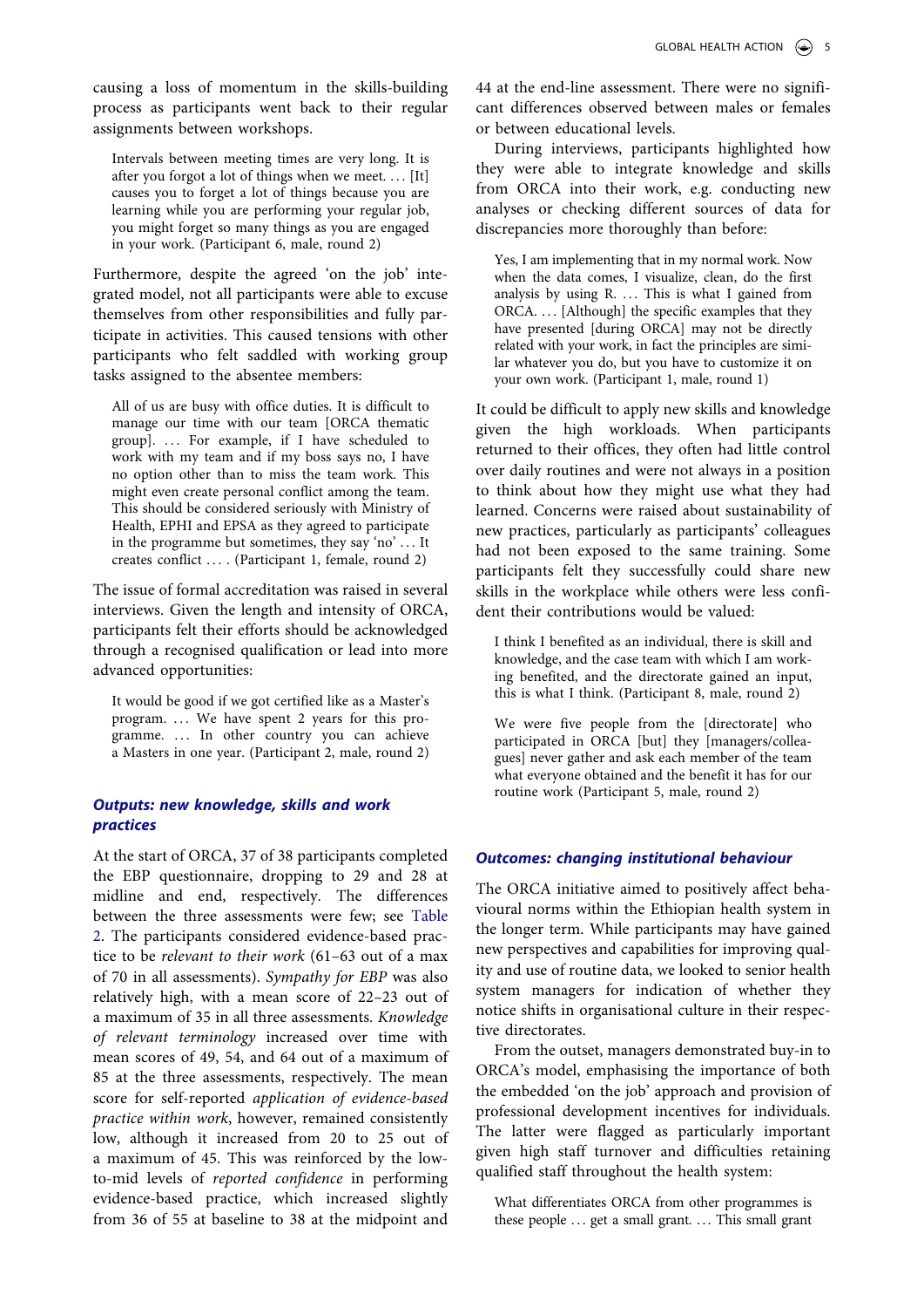causing a loss of momentum in the skills-building process as participants went back to their regular assignments between workshops.

> Intervals between meeting times are very long. It is after you forgot a lot of things when we meet. … [It] causes you to forget a lot of things because you are learning while you are performing your regular job, you might forget so many things as you are engaged in your work. (Participant 6, male, round 2)

Furthermore, despite the agreed 'on the job' integrated model, not all participants were able to excuse themselves from other responsibilities and fully participate in activities. This caused tensions with other participants who felt saddled with working group tasks assigned to the absentee members:

> All of us are busy with office duties. It is difficult to manage our time with our team [ORCA thematic group]. … For example, if I have scheduled to work with my team and if my boss says no, I have no option other than to miss the team work. This might even create personal conflict among the team. This should be considered seriously with Ministry of Health, EPHI and EPSA as they agreed to participate in the programme but sometimes, they say 'no' … It creates conflict … . (Participant 1, female, round 2)

The issue of formal accreditation was raised in several interviews. Given the length and intensity of ORCA, participants felt their efforts should be acknowledged through a recognised qualification or lead into more advanced opportunities:

> It would be good if we got certified like as a Master's program. … We have spent 2 years for this programme. … In other country you can achieve a Masters in one year. (Participant 2, male, round 2)

### *Outputs: new knowledge, skills and work practices*

At the start of ORCA, 37 of 38 participants completed the EBP questionnaire, dropping to 29 and 28 at midline and end, respectively. The differences between the three assessments were few; see Table 2. The participants considered evidence-based practice to be *relevant to their work* (61–63 out of a max of 70 in all assessments). *Sympathy for EBP* was also relatively high, with a mean score of 22–23 out of a maximum of 35 in all three assessments. *Knowledge of relevant terminology* increased over time with mean scores of 49, 54, and 64 out of a maximum of 85 at the three assessments, respectively. The mean score for self-reported *application of evidence-based practice within work*, however, remained consistently low, although it increased from 20 to 25 out of a maximum of 45. This was reinforced by the low-to-mid levels of *reported confidence* in performing evidence-based practice, which increased slightly from 36 of 55 at baseline to 38 at the midpoint and 44 at the end-line assessment. There were no significant differences observed between males or females or between educational levels.

During interviews, participants highlighted how they were able to integrate knowledge and skills from ORCA into their work, e.g. conducting new analyses or checking different sources of data for discrepancies more thoroughly than before:

> Yes, I am implementing that in my normal work. Now when the data comes, I visualize, clean, do the first analysis by using R. … This is what I gained from ORCA. … [Although] the specific examples that they have presented [during ORCA] may not be directly related with your work, in fact the principles are similar whatever you do, but you have to customize it on your own work. (Participant 1, male, round 1)

It could be difficult to apply new skills and knowledge given the high workloads. When participants returned to their offices, they often had little control over daily routines and were not always in a position to think about how they might use what they had learned. Concerns were raised about sustainability of new practices, particularly as participants' colleagues had not been exposed to the same training. Some participants felt they successfully could share new skills in the workplace while others were less confident their contributions would be valued:

> I think I benefited as an individual, there is skill and knowledge, and the case team with which I am working benefited, and the directorate gained an input, this is what I think. (Participant 8, male, round 2)

> We were five people from the [directorate] who participated in ORCA [but] they [managers/colleagues] never gather and ask each member of the team what everyone obtained and the benefit it has for our routine work (Participant 5, male, round 2)

### *Outcomes: changing institutional behaviour*

The ORCA initiative aimed to positively affect behavioural norms within the Ethiopian health system in the longer term. While participants may have gained new perspectives and capabilities for improving quality and use of routine data, we looked to senior health system managers for indication of whether they notice shifts in organisational culture in their respective directorates.

From the outset, managers demonstrated buy-in to ORCA's model, emphasising the importance of both the embedded 'on the job' approach and provision of professional development incentives for individuals. The latter were flagged as particularly important given high staff turnover and difficulties retaining qualified staff throughout the health system:

> What differentiates ORCA from other programmes is these people … get a small grant. … This small grant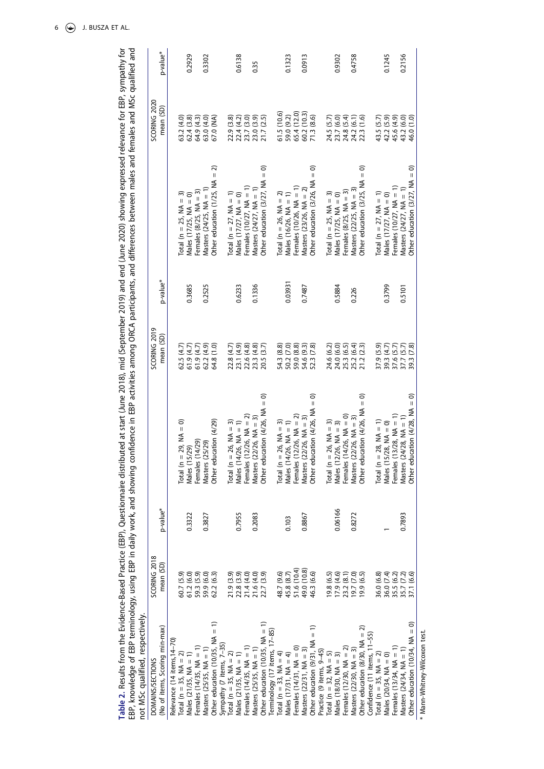**Table 2.** Results from the Evidence-Based Practice (EBP), Questionnaire distributed at start (June 2018), mid (September 2019) and end (June 2020) showing expressed relevance for EBP, sympathy for EBP, knowledge of EBP terminology, using EBP in daily work, and showing confidence in EBP activities among ORCA participants, and differences between males and females and MSc qualified and not MSc qualified, respectively.

| DOMAINS/SECTIONS (No of items, Scoring min-max) | SCORING 2018 mean (SD) | p-value* | | SCORING 2019 mean (SD) | p-value* | | SCORING 2020 mean (SD) | p-value* |
|---|---|---|---|---|---|---|---|---|
| Relevance (14 items,14–70) | | | | | | | | |
| Total (n = 35, NA = 2) | 60.7 (5.9) | | Total (n = 29, NA = 0) | 62.5 (4.7) | | Total (n = 25, NA = 3) | 63.2 (4.0) | |
| Males (21/35, NA = 1) | 61.2 (6.0) | 0.3322 | Males (15/29) | 61.9 (4.7) | 0.3685 | Males (17/25, NA = 0) | 62.4 (3.8) | 0.2929 |
| Females (14/35, NA = 1) | 59.3 (5.9) | | Females (14/29) | 61.9 (4.7) | | Females (8/25, NA = 3) | 64.9 (4.3) | |
| Masters (25/35, NA = 1) | 59.9 (6.0) | 0.3827 | Masters (25/29) | 62.2 (4.9) | 0.2525 | Masters (24/25, NA = 1) | 63.0 (4.0) | 0.3302 |
| Other education (10/35, NA = 1) | 62.2 (6.3) | | Other education (4/29) | 64.8 (1.0) | | Other education (1/25, NA = 2) | 67.0 (NA) | |
| Sympathy (7 items, 7–35) | | | | | | | | |
| Total (n = 35, NA = 2) | 21.9 (3.9) | | Total (n = 26, NA = 3) | 22.8 (4.7) | | Total (n = 27, NA = 1) | 22.9 (3.8) | |
| Males (21/35, NA = 1) | 22.8 (3.9) | 0.7955 | Males (14/26, NA = 1) | 23.1 (4.9) | 0.6233 | Males (17/27, NA = 0) | 22.4 (4.2) | 0.6138 |
| Females (14/35, NA = 1) | 21.4 (4.0) | | Females (12/26, NA = 2) | 22.6 (4.8) | | Females (10/27, NA = 1) | 23.7 (3.0) | |
| Masters (25/35, NA = 1) | 21.6 (4.0) | 0.2083 | Masters (22/26, NA = 3) | 23.3 (4.8) | 0.1336 | Masters (24/27, NA = 1) | 23.0 (3.9) | 0.35 |
| Other education (10/35, NA = 1) | 22.7 (3.9) | | Other education (4/26, NA = 0) | 20.5 (3.7) | | Other education (3/27, NA = 0) | 21.7 (2.5) | |
| Terminology (17 items, 17–85) | | | | | | | | |
| Total (n = 33, NA = 4) | 48.7 (9.6) | | Total (n = 26, NA = 3) | 54.3 (8.8) | | Total (n = 26, NA = 2) | 61.5 (10.6) | |
| Males (17/31, NA = 4) | 45.8 (8.7) | 0.103 | Males (14/26, NA = 1) | 50.2 (7.0) | 0.03931 | Males (16/26, NA = 1) | 59.0 (9.2) | 0.1323 |
| Females (14/31, NA = 0) | 51.6 (10.4) | | Females (12/26, NA = 2) | 59.0 (8.8) | | Females (10/26, NA = 1) | 65.4 (12.0) | |
| Masters (22/31, NA = 3) | 49.0 (10.8) | 0.8867 | Masters (22/26, NA = 3) | 54.6 (9.3) | 0.7487 | Masters (23/26, NA = 2) | 60.2 (10.3) | 0.0913 |
| Other education (9/31, NA = 1) | 46.3 (6.6) | | Other education (4/26, NA = 0) | 52.3 (7.8) | | Other education (3/26, NA = 0) | 71.3 (8.6) | |
| Practice (9 items, 9–45) | | | | | | | | |
| Total (n = 32, NA = 5) | 19.8 (6.5) | | Total (n = 26, NA = 3) | 24.6 (6.2) | | Total (n = 25, NA = 3) | 24.5 (5.7) | |
| Males (18/30, NA = 3) | 17.9 (4.6) | 0.06166 | Males (12/26, NA = 3) | 24.0 (6.0) | 0.5884 | Males (17/25, NA = 0) | 23.7 (6.0) | 0.9302 |
| Females (12/30, NA = 2) | 23.2 (8.1) | | Females (14/26, NA = 0) | 25.3 (6.5) | | Females (8/25, NA = 3) | 24.8 (5.4) | |
| Masters (22/30, NA = 3) | 19.7 (7.0) | 0.8272 | Masters (22/26, NA = 3) | 25.2 (6.4) | 0.226 | Masters (22/25, NA = 3) | 24.2 (6.1) | 0.4758 |
| Other education (8/30, NA = 2) | 19.9 (6.5) | | Other education (4/26, NA = 0) | 21.2 (2.3) | | Other education (3/25, NA = 0) | 22.3 (1.6) | |
| Confidence (11 items, 11–55) | | | | | | | | |
| Total (n = 35, NA = 2) | 36.0 (6.8) | | Total (n = 28, NA = 1) | 37.9 (5.9) | | Total (n = 27, NA = 1) | 43.5 (5.7) | |
| Males (20/34, NA = 0) | 36.0 (7.4) | 1 | Males (15/28, NA = 0) | 39.3 (4.7) | 0.3799 | Males (17/27, NA = 0) | 42.2 (5.9) | 0.1245 |
| Females (13/34, NA = 1) | 35.5 (6.2) | | Females (13/28, NA = 1) | 37.6 (5.7) | | Females (10/27, NA = 1) | 45.6 (4.9) | |
| Masters (24/34, NA = 1) | 35.7 (7.2) | 0.7893 | Masters (24/28, NA = 1) | 37.7 (5.7) | 0.5101 | Masters (24/27, NA = 1) | 43.2 (6.0) | 0.2156 |
| Other education (10/34, NA = 0) | 37.1 (6.6) | | Other education (4/28, NA = 0) | 39.3 (7.8) | | Other education (3/27, NA = 0) | 46.0 (1.0) | |

\* Mann-Whitney-Wilcoxon test.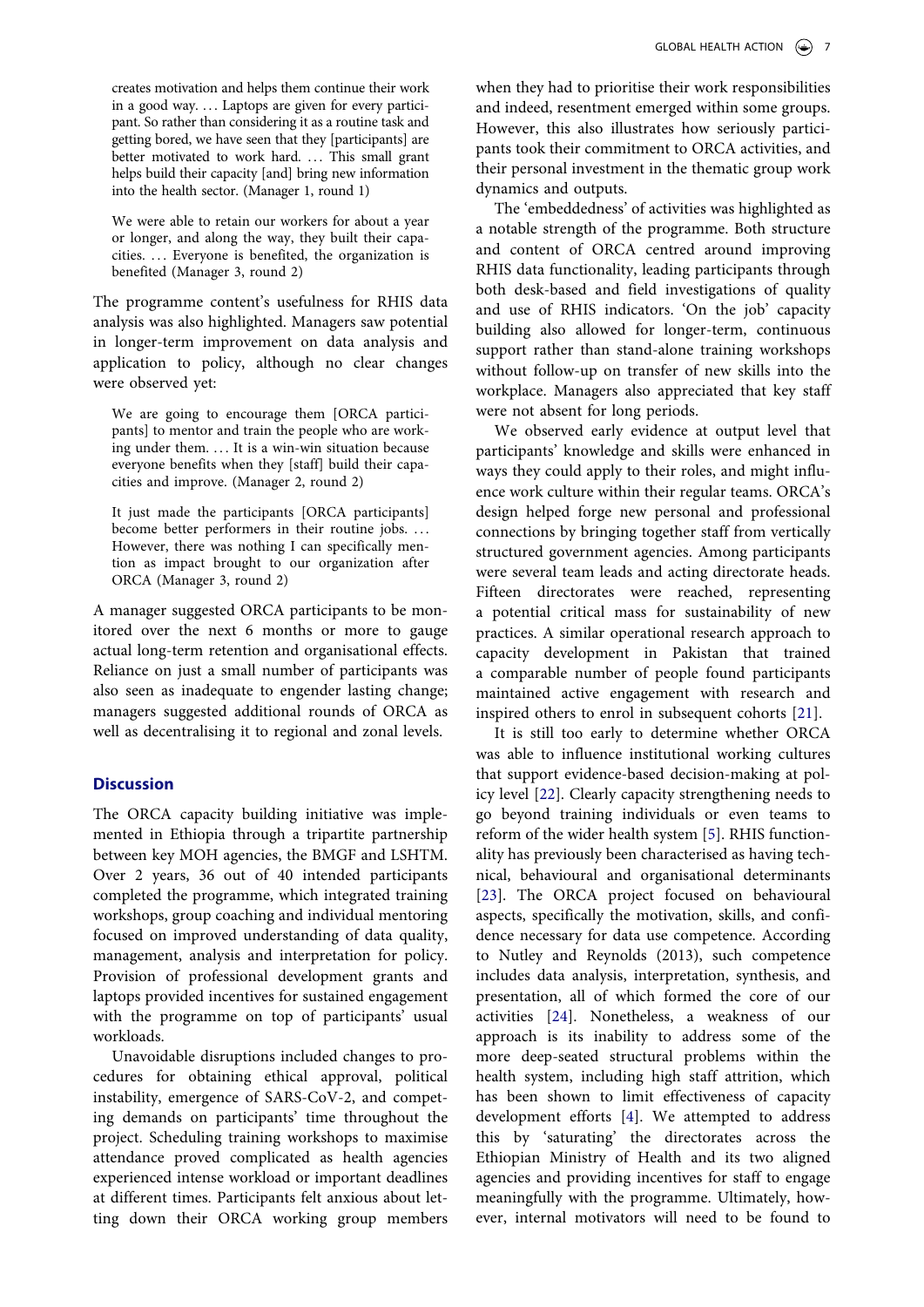> creates motivation and helps them continue their work in a good way. … Laptops are given for every participant. So rather than considering it as a routine task and getting bored, we have seen that they [participants] are better motivated to work hard. … This small grant helps build their capacity [and] bring new information into the health sector. (Manager 1, round 1)

> We were able to retain our workers for about a year or longer, and along the way, they built their capacities. … Everyone is benefited, the organization is benefited (Manager 3, round 2)

The programme content's usefulness for RHIS data analysis was also highlighted. Managers saw potential in longer-term improvement on data analysis and application to policy, although no clear changes were observed yet:

> We are going to encourage them [ORCA participants] to mentor and train the people who are working under them. … It is a win-win situation because everyone benefits when they [staff] build their capacities and improve. (Manager 2, round 2)

> It just made the participants [ORCA participants] become better performers in their routine jobs. … However, there was nothing I can specifically mention as impact brought to our organization after ORCA (Manager 3, round 2)

A manager suggested ORCA participants to be monitored over the next 6 months or more to gauge actual long-term retention and organisational effects. Reliance on just a small number of participants was also seen as inadequate to engender lasting change; managers suggested additional rounds of ORCA as well as decentralising it to regional and zonal levels.

## Discussion

The ORCA capacity building initiative was implemented in Ethiopia through a tripartite partnership between key MOH agencies, the BMGF and LSHTM. Over 2 years, 36 out of 40 intended participants completed the programme, which integrated training workshops, group coaching and individual mentoring focused on improved understanding of data quality, management, analysis and interpretation for policy. Provision of professional development grants and laptops provided incentives for sustained engagement with the programme on top of participants' usual workloads.

Unavoidable disruptions included changes to procedures for obtaining ethical approval, political instability, emergence of SARS-CoV-2, and competing demands on participants' time throughout the project. Scheduling training workshops to maximise attendance proved complicated as health agencies experienced intense workload or important deadlines at different times. Participants felt anxious about letting down their ORCA working group members when they had to prioritise their work responsibilities and indeed, resentment emerged within some groups. However, this also illustrates how seriously participants took their commitment to ORCA activities, and their personal investment in the thematic group work dynamics and outputs.

The 'embeddedness' of activities was highlighted as a notable strength of the programme. Both structure and content of ORCA centred around improving RHIS data functionality, leading participants through both desk-based and field investigations of quality and use of RHIS indicators. 'On the job' capacity building also allowed for longer-term, continuous support rather than stand-alone training workshops without follow-up on transfer of new skills into the workplace. Managers also appreciated that key staff were not absent for long periods.

We observed early evidence at output level that participants' knowledge and skills were enhanced in ways they could apply to their roles, and might influence work culture within their regular teams. ORCA's design helped forge new personal and professional connections by bringing together staff from vertically structured government agencies. Among participants were several team leads and acting directorate heads. Fifteen directorates were reached, representing a potential critical mass for sustainability of new practices. A similar operational research approach to capacity development in Pakistan that trained a comparable number of people found participants maintained active engagement with research and inspired others to enrol in subsequent cohorts [21].

It is still too early to determine whether ORCA was able to influence institutional working cultures that support evidence-based decision-making at policy level [22]. Clearly capacity strengthening needs to go beyond training individuals or even teams to reform of the wider health system [5]. RHIS functionality has previously been characterised as having technical, behavioural and organisational determinants [23]. The ORCA project focused on behavioural aspects, specifically the motivation, skills, and confidence necessary for data use competence. According to Nutley and Reynolds (2013), such competence includes data analysis, interpretation, synthesis, and presentation, all of which formed the core of our activities [24]. Nonetheless, a weakness of our approach is its inability to address some of the more deep-seated structural problems within the health system, including high staff attrition, which has been shown to limit effectiveness of capacity development efforts [4]. We attempted to address this by 'saturating' the directorates across the Ethiopian Ministry of Health and its two aligned agencies and providing incentives for staff to engage meaningfully with the programme. Ultimately, however, internal motivators will need to be found to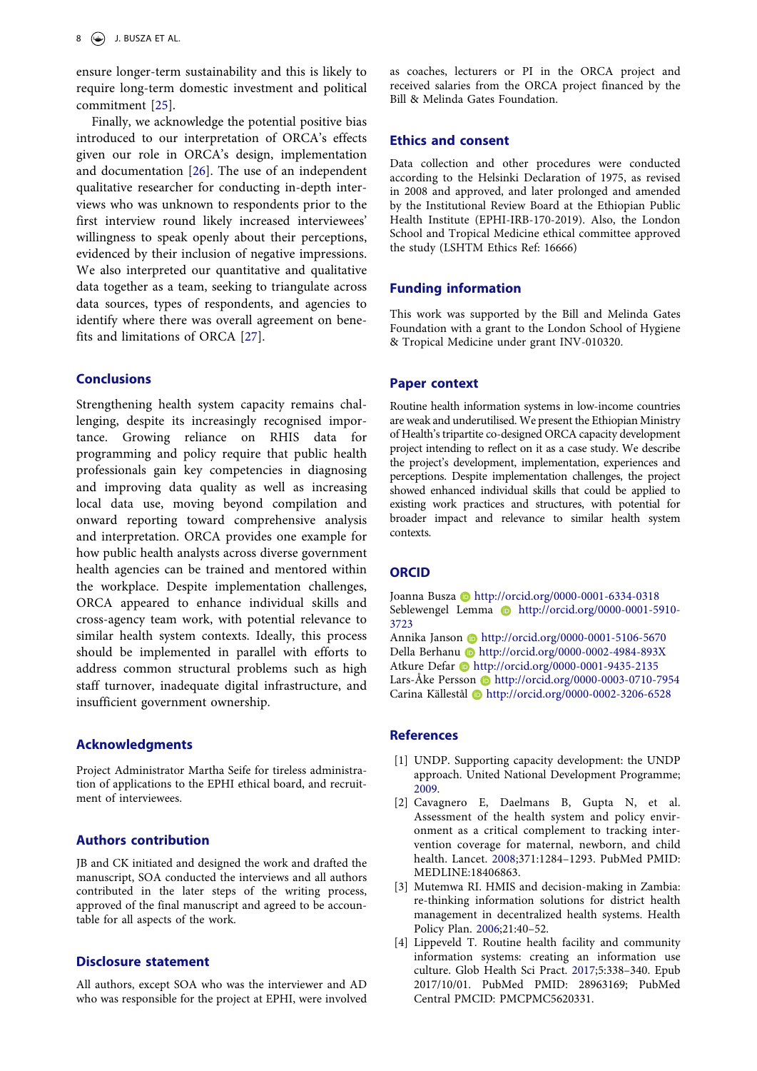ensure longer-term sustainability and this is likely to require long-term domestic investment and political commitment [25].

Finally, we acknowledge the potential positive bias introduced to our interpretation of ORCA's effects given our role in ORCA's design, implementation and documentation [26]. The use of an independent qualitative researcher for conducting in-depth interviews who was unknown to respondents prior to the first interview round likely increased interviewees' willingness to speak openly about their perceptions, evidenced by their inclusion of negative impressions. We also interpreted our quantitative and qualitative data together as a team, seeking to triangulate across data sources, types of respondents, and agencies to identify where there was overall agreement on benefits and limitations of ORCA [27].

## Conclusions

Strengthening health system capacity remains challenging, despite its increasingly recognised importance. Growing reliance on RHIS data for programming and policy require that public health professionals gain key competencies in diagnosing and improving data quality as well as increasing local data use, moving beyond compilation and onward reporting toward comprehensive analysis and interpretation. ORCA provides one example for how public health analysts across diverse government health agencies can be trained and mentored within the workplace. Despite implementation challenges, ORCA appeared to enhance individual skills and cross-agency team work, with potential relevance to similar health system contexts. Ideally, this process should be implemented in parallel with efforts to address common structural problems such as high staff turnover, inadequate digital infrastructure, and insufficient government ownership.

## Acknowledgments

Project Administrator Martha Seife for tireless administration of applications to the EPHI ethical board, and recruitment of interviewees.

## Authors contribution

JB and CK initiated and designed the work and drafted the manuscript, SOA conducted the interviews and all authors contributed in the later steps of the writing process, approved of the final manuscript and agreed to be accountable for all aspects of the work.

## Disclosure statement

All authors, except SOA who was the interviewer and AD who was responsible for the project at EPHI, were involved as coaches, lecturers or PI in the ORCA project and received salaries from the ORCA project financed by the Bill & Melinda Gates Foundation.

## Ethics and consent

Data collection and other procedures were conducted according to the Helsinki Declaration of 1975, as revised in 2008 and approved, and later prolonged and amended by the Institutional Review Board at the Ethiopian Public Health Institute (EPHI-IRB-170-2019). Also, the London School and Tropical Medicine ethical committee approved the study (LSHTM Ethics Ref: 16666)

## Funding information

This work was supported by the Bill and Melinda Gates Foundation with a grant to the London School of Hygiene & Tropical Medicine under grant INV-010320.

## Paper context

Routine health information systems in low-income countries are weak and underutilised. We present the Ethiopian Ministry of Health's tripartite co-designed ORCA capacity development project intending to reflect on it as a case study. We describe the project's development, implementation, experiences and perceptions. Despite implementation challenges, the project showed enhanced individual skills that could be applied to existing work practices and structures, with potential for broader impact and relevance to similar health system contexts.

## ORCID

Joanna Busza http://orcid.org/0000-0001-6334-0318
Seblewengel Lemma http://orcid.org/0000-0001-5910-3723
Annika Janson http://orcid.org/0000-0001-5106-5670
Della Berhanu http://orcid.org/0000-0002-4984-893X
Atkure Defar http://orcid.org/0000-0001-9435-2135
Lars-Åke Persson http://orcid.org/0000-0003-0710-7954
Carina Källestål http://orcid.org/0000-0002-3206-6528

## References

[1] UNDP. Supporting capacity development: the UNDP approach. United National Development Programme; 2009.

[2] Cavagnero E, Daelmans B, Gupta N, et al. Assessment of the health system and policy environment as a critical complement to tracking intervention coverage for maternal, newborn, and child health. Lancet. 2008;371:1284–1293. PubMed PMID: MEDLINE:18406863.

[3] Mutemwa RI. HMIS and decision-making in Zambia: re-thinking information solutions for district health management in decentralized health systems. Health Policy Plan. 2006;21:40–52.

[4] Lippeveld T. Routine health facility and community information systems: creating an information use culture. Glob Health Sci Pract. 2017;5:338–340. Epub 2017/10/01. PubMed PMID: 28963169; PubMed Central PMCID: PMCPMC5620331.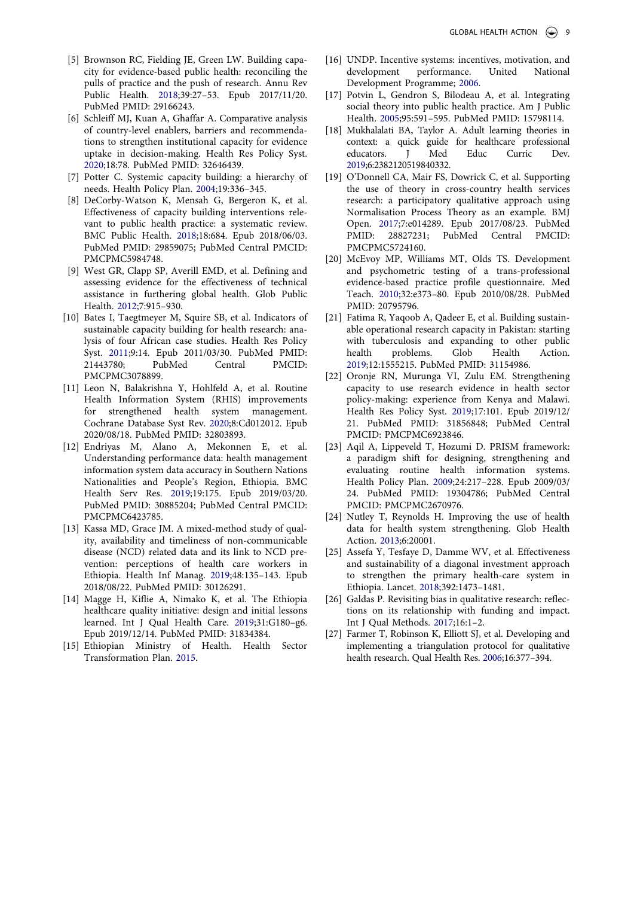[5] Brownson RC, Fielding JE, Green LW. Building capacity for evidence-based public health: reconciling the pulls of practice and the push of research. Annu Rev Public Health. 2018;39:27–53. Epub 2017/11/20. PubMed PMID: 29166243.

[6] Schleiff MJ, Kuan A, Ghaffar A. Comparative analysis of country-level enablers, barriers and recommendations to strengthen institutional capacity for evidence uptake in decision-making. Health Res Policy Syst. 2020;18:78. PubMed PMID: 32646439.

[7] Potter C. Systemic capacity building: a hierarchy of needs. Health Policy Plan. 2004;19:336–345.

[8] DeCorby-Watson K, Mensah G, Bergeron K, et al. Effectiveness of capacity building interventions relevant to public health practice: a systematic review. BMC Public Health. 2018;18:684. Epub 2018/06/03. PubMed PMID: 29859075; PubMed Central PMCID: PMCPMC5984748.

[9] West GR, Clapp SP, Averill EMD, et al. Defining and assessing evidence for the effectiveness of technical assistance in furthering global health. Glob Public Health. 2012;7:915–930.

[10] Bates I, Taegtmeyer M, Squire SB, et al. Indicators of sustainable capacity building for health research: analysis of four African case studies. Health Res Policy Syst. 2011;9:14. Epub 2011/03/30. PubMed PMID: 21443780; PubMed Central PMCID: PMCPMC3078899.

[11] Leon N, Balakrishna Y, Hohlfeld A, et al. Routine Health Information System (RHIS) improvements for strengthened health system management. Cochrane Database Syst Rev. 2020;8:Cd012012. Epub 2020/08/18. PubMed PMID: 32803893.

[12] Endriyas M, Alano A, Mekonnen E, et al. Understanding performance data: health management information system data accuracy in Southern Nations Nationalities and People's Region, Ethiopia. BMC Health Serv Res. 2019;19:175. Epub 2019/03/20. PubMed PMID: 30885204; PubMed Central PMCID: PMCPMC6423785.

[13] Kassa MD, Grace JM. A mixed-method study of quality, availability and timeliness of non-communicable disease (NCD) related data and its link to NCD prevention: perceptions of health care workers in Ethiopia. Health Inf Manag. 2019;48:135–143. Epub 2018/08/22. PubMed PMID: 30126291.

[14] Magge H, Kiflie A, Nimako K, et al. The Ethiopia healthcare quality initiative: design and initial lessons learned. Int J Qual Health Care. 2019;31:G180–g6. Epub 2019/12/14. PubMed PMID: 31834384.

[15] Ethiopian Ministry of Health. Health Sector Transformation Plan. 2015.

[16] UNDP. Incentive systems: incentives, motivation, and development performance. United National Development Programme; 2006.

[17] Potvin L, Gendron S, Bilodeau A, et al. Integrating social theory into public health practice. Am J Public Health. 2005;95:591–595. PubMed PMID: 15798114.

[18] Mukhalalati BA, Taylor A. Adult learning theories in context: a quick guide for healthcare professional educators. J Med Educ Curric Dev. 2019;6:2382120519840332.

[19] O'Donnell CA, Mair FS, Dowrick C, et al. Supporting the use of theory in cross-country health services research: a participatory qualitative approach using Normalisation Process Theory as an example. BMJ Open. 2017;7:e014289. Epub 2017/08/23. PubMed PMID: 28827231; PubMed Central PMCID: PMCPMC5724160.

[20] McEvoy MP, Williams MT, Olds TS. Development and psychometric testing of a trans-professional evidence-based practice profile questionnaire. Med Teach. 2010;32:e373–80. Epub 2010/08/28. PubMed PMID: 20795796.

[21] Fatima R, Yaqoob A, Qadeer E, et al. Building sustainable operational research capacity in Pakistan: starting with tuberculosis and expanding to other public health problems. Glob Health Action. 2019;12:1555215. PubMed PMID: 31154986.

[22] Oronje RN, Murunga VI, Zulu EM. Strengthening capacity to use research evidence in health sector policy-making: experience from Kenya and Malawi. Health Res Policy Syst. 2019;17:101. Epub 2019/12/21. PubMed PMID: 31856848; PubMed Central PMCID: PMCPMC6923846.

[23] Aqil A, Lippeveld T, Hozumi D. PRISM framework: a paradigm shift for designing, strengthening and evaluating routine health information systems. Health Policy Plan. 2009;24:217–228. Epub 2009/03/24. PubMed PMID: 19304786; PubMed Central PMCID: PMCPMC2670976.

[24] Nutley T, Reynolds H. Improving the use of health data for health system strengthening. Glob Health Action. 2013;6:20001.

[25] Assefa Y, Tesfaye D, Damme WV, et al. Effectiveness and sustainability of a diagonal investment approach to strengthen the primary health-care system in Ethiopia. Lancet. 2018;392:1473–1481.

[26] Galdas P. Revisiting bias in qualitative research: reflections on its relationship with funding and impact. Int J Qual Methods. 2017;16:1–2.

[27] Farmer T, Robinson K, Elliott SJ, et al. Developing and implementing a triangulation protocol for qualitative health research. Qual Health Res. 2006;16:377–394.